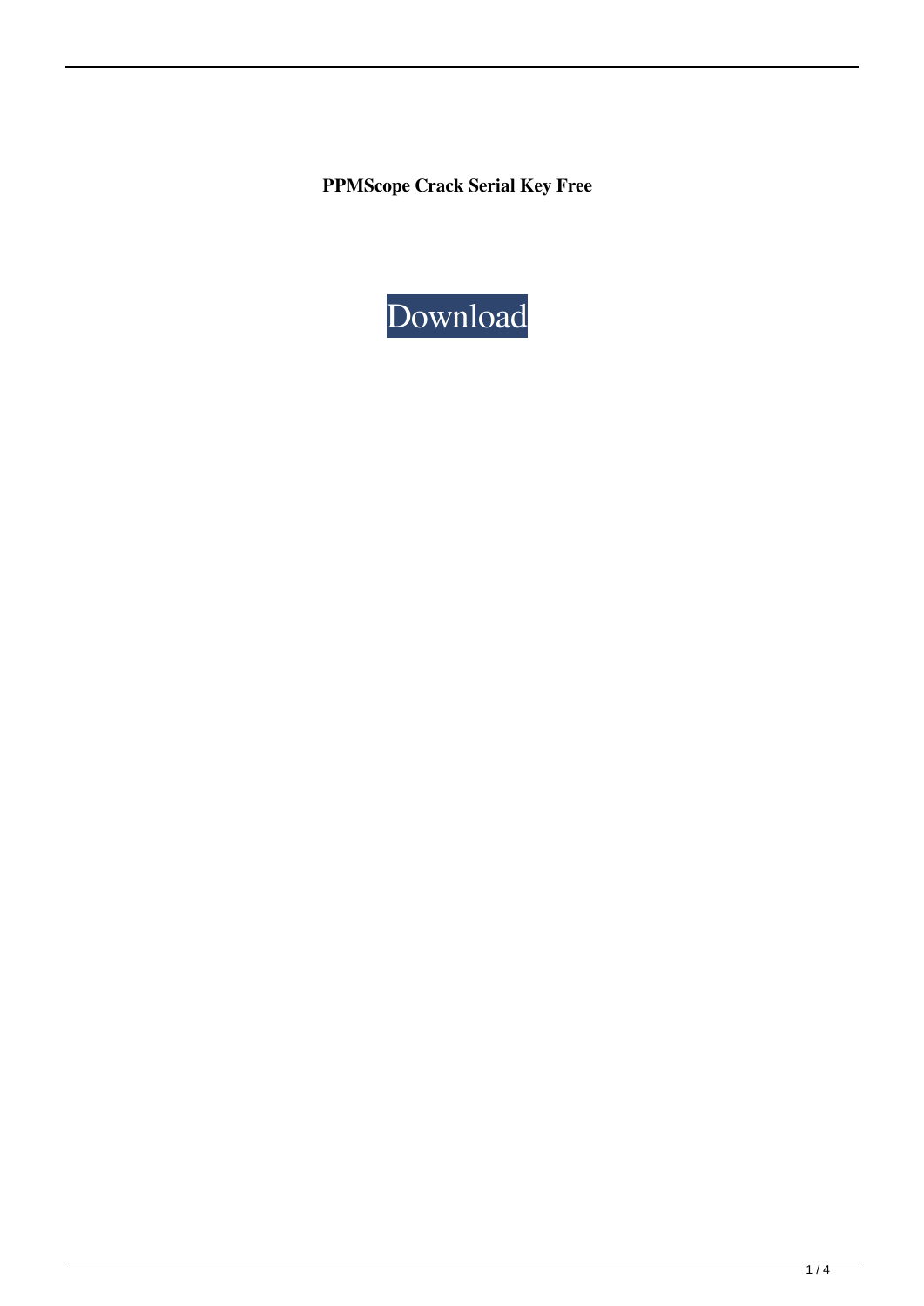**PPMScope Crack Serial Key Free**

Download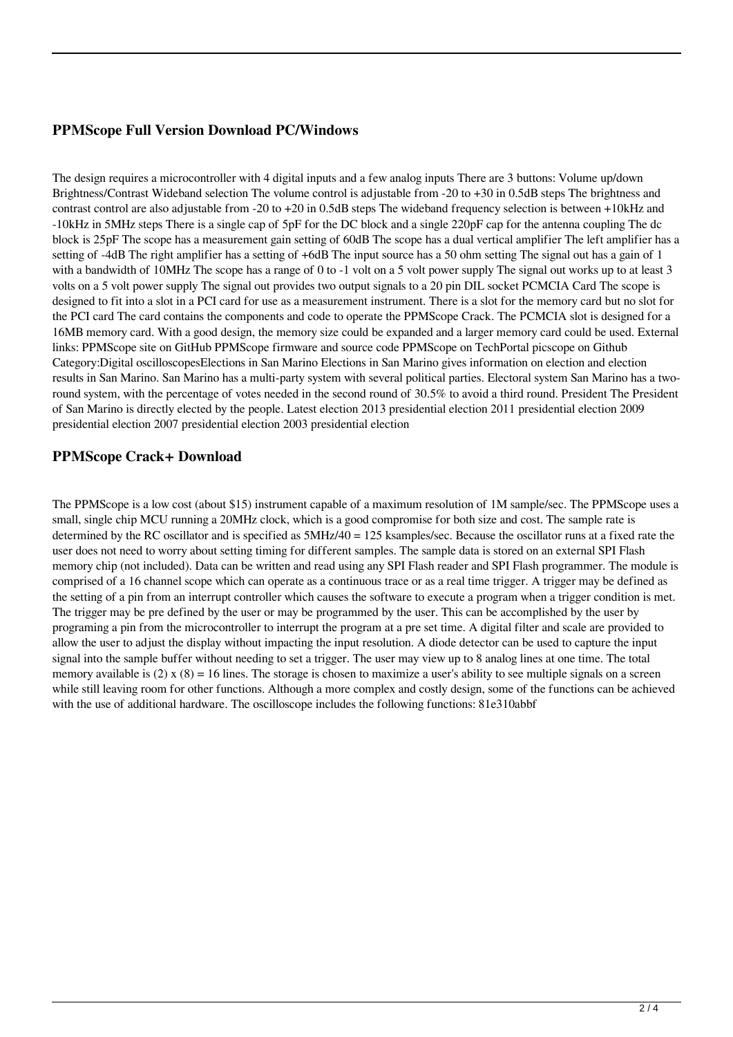## PPMScope Full Version Download PC/Windows

The design requires a microcontroller with 4 digital inputs and a few analog inputs There are 3 buttons: Volume up/down Brightness/Contrast Wideband selection The volume control is adjustable from -20 to +30 in 0.5dB steps The brightness and contrast control are also adjustable from -20 to +20 in 0.5dB steps The wideband frequency selection is between +10kHz and -10kHz in 5MHz steps There is a single cap of 5pF for the DC block and a single 220pF cap for the antenna coupling The dc block is 25pF The scope has a measurement gain setting of 60dB The scope has a dual vertical amplifier The left amplifier has a setting of -4dB The right amplifier has a setting of +6dB The input source has a 50 ohm setting The signal out has a gain of 1 with a bandwidth of 10MHz The scope has a range of 0 to -1 volt on a 5 volt power supply The signal out works up to at least 3 volts on a 5 volt power supply The signal out provides two output signals to a 20 pin DIL socket PCMCIA Card The scope is designed to fit into a slot in a PCI card for use as a measurement instrument. There is a slot for the memory card but no slot for the PCI card The card contains the components and code to operate the PPMScope Crack. The PCMCIA slot is designed for a 16MB memory card. With a good design, the memory size could be expanded and a larger memory card could be used. External links: PPMScope site on GitHub PPMScope firmware and source code PPMScope on TechPortal picscope on Github Category:Digital oscilloscopesElections in San Marino Elections in San Marino gives information on election and election results in San Marino. San Marino has a multi-party system with several political parties. Electoral system San Marino has a two-round system, with the percentage of votes needed in the second round of 30.5% to avoid a third round. President The President of San Marino is directly elected by the people. Latest election 2013 presidential election 2011 presidential election 2009 presidential election 2007 presidential election 2003 presidential election

## PPMScope Crack+ Download

The PPMScope is a low cost (about $15) instrument capable of a maximum resolution of 1M sample/sec. The PPMScope uses a small, single chip MCU running a 20MHz clock, which is a good compromise for both size and cost. The sample rate is determined by the RC oscillator and is specified as 5MHz/40 = 125 ksamples/sec. Because the oscillator runs at a fixed rate the user does not need to worry about setting timing for different samples. The sample data is stored on an external SPI Flash memory chip (not included). Data can be written and read using any SPI Flash reader and SPI Flash programmer. The module is comprised of a 16 channel scope which can operate as a continuous trace or as a real time trigger. A trigger may be defined as the setting of a pin from an interrupt controller which causes the software to execute a program when a trigger condition is met. The trigger may be pre defined by the user or may be programmed by the user. This can be accomplished by the user by programing a pin from the microcontroller to interrupt the program at a pre set time. A digital filter and scale are provided to allow the user to adjust the display without impacting the input resolution. A diode detector can be used to capture the input signal into the sample buffer without needing to set a trigger. The user may view up to 8 analog lines at one time. The total memory available is (2) x (8) = 16 lines. The storage is chosen to maximize a user's ability to see multiple signals on a screen while still leaving room for other functions. Although a more complex and costly design, some of the functions can be achieved with the use of additional hardware. The oscilloscope includes the following functions: 81e310abbf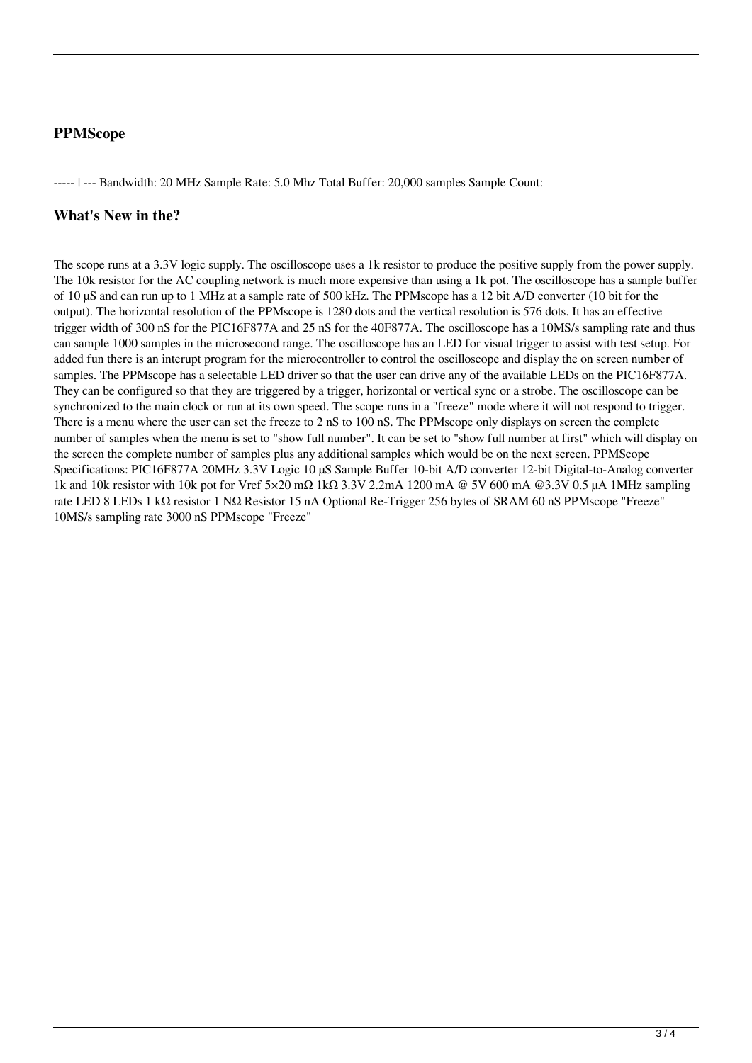## PPMScope

----- | --- Bandwidth: 20 MHz Sample Rate: 5.0 Mhz Total Buffer: 20,000 samples Sample Count:

## What's New in the?

The scope runs at a 3.3V logic supply. The oscilloscope uses a 1k resistor to produce the positive supply from the power supply. The 10k resistor for the AC coupling network is much more expensive than using a 1k pot. The oscilloscope has a sample buffer of 10 µS and can run up to 1 MHz at a sample rate of 500 kHz. The PPMscope has a 12 bit A/D converter (10 bit for the output). The horizontal resolution of the PPMscope is 1280 dots and the vertical resolution is 576 dots. It has an effective trigger width of 300 nS for the PIC16F877A and 25 nS for the 40F877A. The oscilloscope has a 10MS/s sampling rate and thus can sample 1000 samples in the microsecond range. The oscilloscope has an LED for visual trigger to assist with test setup. For added fun there is an interupt program for the microcontroller to control the oscilloscope and display the on screen number of samples. The PPMscope has a selectable LED driver so that the user can drive any of the available LEDs on the PIC16F877A. They can be configured so that they are triggered by a trigger, horizontal or vertical sync or a strobe. The oscilloscope can be synchronized to the main clock or run at its own speed. The scope runs in a "freeze" mode where it will not respond to trigger. There is a menu where the user can set the freeze to 2 nS to 100 nS. The PPMscope only displays on screen the complete number of samples when the menu is set to "show full number". It can be set to "show full number at first" which will display on the screen the complete number of samples plus any additional samples which would be on the next screen. PPMScope Specifications: PIC16F877A 20MHz 3.3V Logic 10 µS Sample Buffer 10-bit A/D converter 12-bit Digital-to-Analog converter 1k and 10k resistor with 10k pot for Vref 5×20 mΩ 1kΩ 3.3V 2.2mA 1200 mA @ 5V 600 mA @3.3V 0.5 µA 1MHz sampling rate LED 8 LEDs 1 kΩ resistor 1 NΩ Resistor 15 nA Optional Re-Trigger 256 bytes of SRAM 60 nS PPMscope "Freeze" 10MS/s sampling rate 3000 nS PPMscope "Freeze"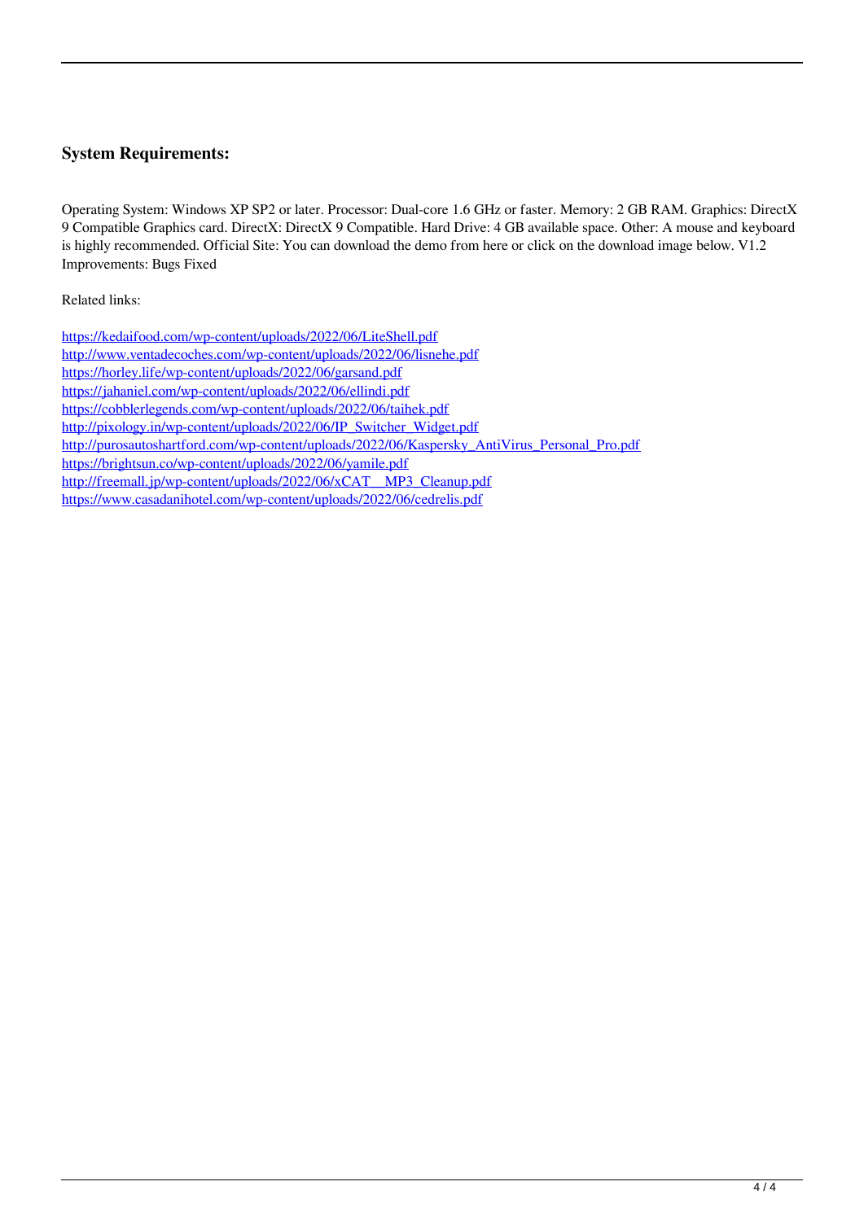### System Requirements:

Operating System: Windows XP SP2 or later. Processor: Dual-core 1.6 GHz or faster. Memory: 2 GB RAM. Graphics: DirectX 9 Compatible Graphics card. DirectX: DirectX 9 Compatible. Hard Drive: 4 GB available space. Other: A mouse and keyboard is highly recommended. Official Site: You can download the demo from here or click on the download image below. V1.2 Improvements: Bugs Fixed

Related links:

https://kedaifood.com/wp-content/uploads/2022/06/LiteShell.pdf
http://www.ventadecoches.com/wp-content/uploads/2022/06/lisnehe.pdf
https://horley.life/wp-content/uploads/2022/06/garsand.pdf
https://jahaniel.com/wp-content/uploads/2022/06/ellindi.pdf
https://cobblerlegends.com/wp-content/uploads/2022/06/taihek.pdf
http://pixology.in/wp-content/uploads/2022/06/IP_Switcher_Widget.pdf
http://purosautoshartford.com/wp-content/uploads/2022/06/Kaspersky_AntiVirus_Personal_Pro.pdf
https://brightsun.co/wp-content/uploads/2022/06/yamile.pdf
http://freemall.jp/wp-content/uploads/2022/06/xCAT__MP3_Cleanup.pdf
https://www.casadanihotel.com/wp-content/uploads/2022/06/cedrelis.pdf